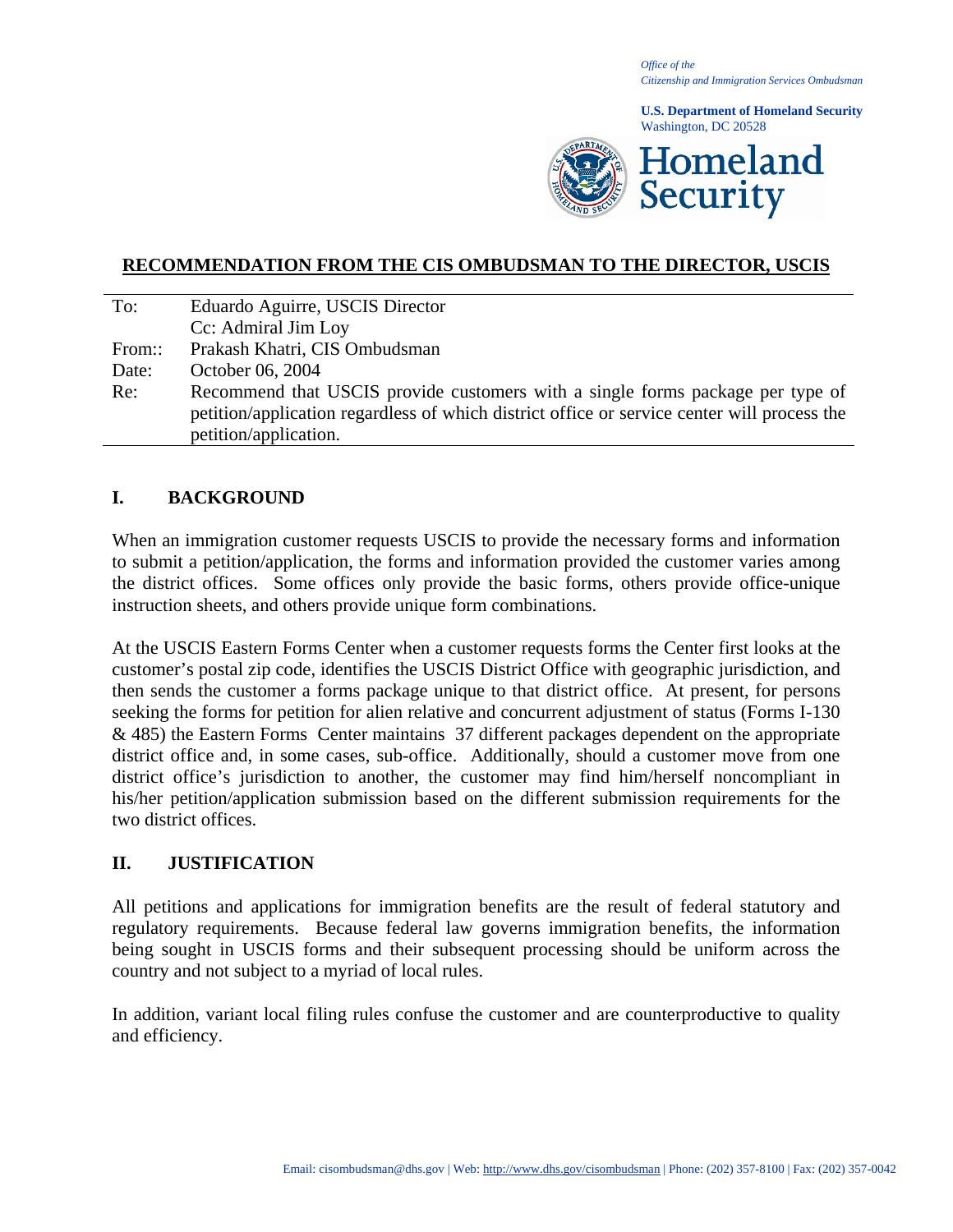*Office of the*
*Citizenship and Immigration Services Ombudsman*

**U.S. Department of Homeland Security**
Washington, DC 20528

**Homeland Security**

## RECOMMENDATION FROM THE CIS OMBUDSMAN TO THE DIRECTOR, USCIS

| | |
|---|---|
| To: | Eduardo Aguirre, USCIS Director |
| | Cc: Admiral Jim Loy |
| From:: | Prakash Khatri, CIS Ombudsman |
| Date: | October 06, 2004 |
| Re: | Recommend that USCIS provide customers with a single forms package per type of petition/application regardless of which district office or service center will process the petition/application. |

## I. BACKGROUND

When an immigration customer requests USCIS to provide the necessary forms and information to submit a petition/application, the forms and information provided the customer varies among the district offices. Some offices only provide the basic forms, others provide office-unique instruction sheets, and others provide unique form combinations.

At the USCIS Eastern Forms Center when a customer requests forms the Center first looks at the customer's postal zip code, identifies the USCIS District Office with geographic jurisdiction, and then sends the customer a forms package unique to that district office. At present, for persons seeking the forms for petition for alien relative and concurrent adjustment of status (Forms I-130 & 485) the Eastern Forms Center maintains 37 different packages dependent on the appropriate district office and, in some cases, sub-office. Additionally, should a customer move from one district office's jurisdiction to another, the customer may find him/herself noncompliant in his/her petition/application submission based on the different submission requirements for the two district offices.

## II. JUSTIFICATION

All petitions and applications for immigration benefits are the result of federal statutory and regulatory requirements. Because federal law governs immigration benefits, the information being sought in USCIS forms and their subsequent processing should be uniform across the country and not subject to a myriad of local rules.

In addition, variant local filing rules confuse the customer and are counterproductive to quality and efficiency.

Email: cisombudsman@dhs.gov | Web: http://www.dhs.gov/cisombudsman | Phone: (202) 357-8100 | Fax: (202) 357-0042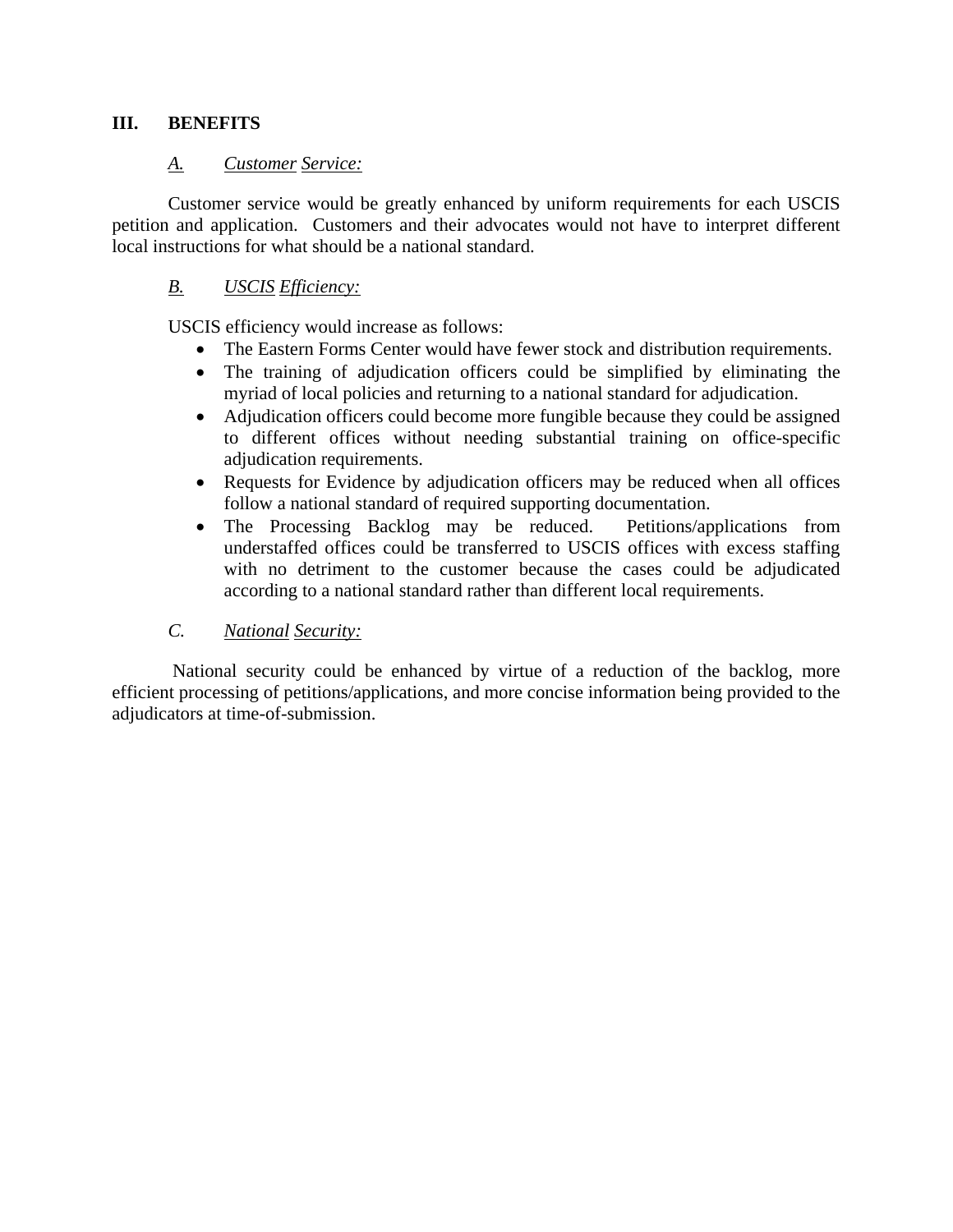## III. BENEFITS

### *A. Customer Service:*

Customer service would be greatly enhanced by uniform requirements for each USCIS petition and application. Customers and their advocates would not have to interpret different local instructions for what should be a national standard.

### *B. USCIS Efficiency:*

USCIS efficiency would increase as follows:

- The Eastern Forms Center would have fewer stock and distribution requirements.
- The training of adjudication officers could be simplified by eliminating the myriad of local policies and returning to a national standard for adjudication.
- Adjudication officers could become more fungible because they could be assigned to different offices without needing substantial training on office-specific adjudication requirements.
- Requests for Evidence by adjudication officers may be reduced when all offices follow a national standard of required supporting documentation.
- The Processing Backlog may be reduced. Petitions/applications from understaffed offices could be transferred to USCIS offices with excess staffing with no detriment to the customer because the cases could be adjudicated according to a national standard rather than different local requirements.

### *C. National Security:*

National security could be enhanced by virtue of a reduction of the backlog, more efficient processing of petitions/applications, and more concise information being provided to the adjudicators at time-of-submission.